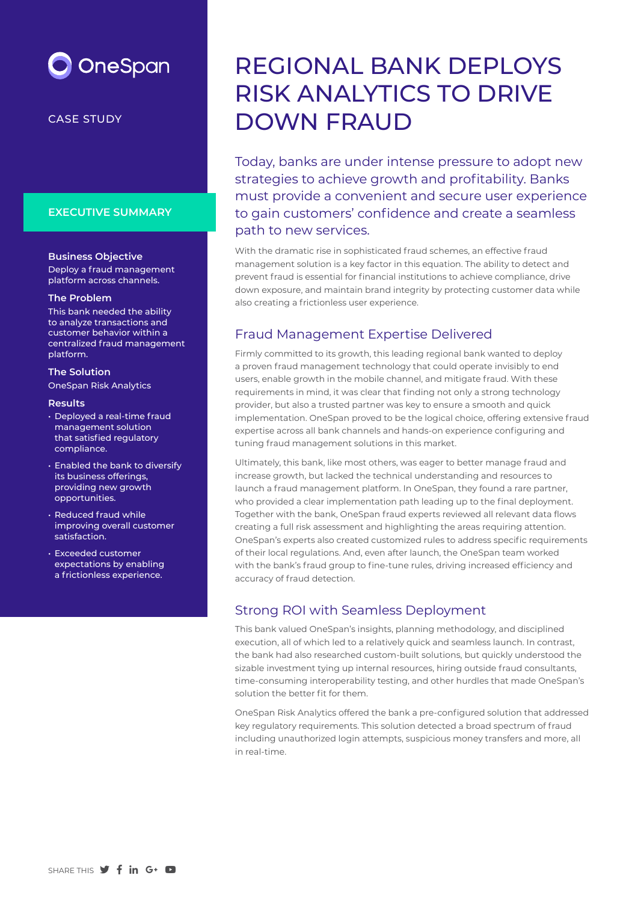OneSpan

CASE STUDY

# REGIONAL BANK DEPLOYS RISK ANALYTICS TO DRIVE DOWN FRAUD

## EXECUTIVE SUMMARY

**Business Objective**
Deploy a fraud management platform across channels.

**The Problem**
This bank needed the ability to analyze transactions and customer behavior within a centralized fraud management platform.

**The Solution**
OneSpan Risk Analytics

**Results**

- Deployed a real-time fraud management solution that satisfied regulatory compliance.
- Enabled the bank to diversify its business offerings, providing new growth opportunities.
- Reduced fraud while improving overall customer satisfaction.
- Exceeded customer expectations by enabling a frictionless experience.

Today, banks are under intense pressure to adopt new strategies to achieve growth and profitability. Banks must provide a convenient and secure user experience to gain customers' confidence and create a seamless path to new services.

With the dramatic rise in sophisticated fraud schemes, an effective fraud management solution is a key factor in this equation. The ability to detect and prevent fraud is essential for financial institutions to achieve compliance, drive down exposure, and maintain brand integrity by protecting customer data while also creating a frictionless user experience.

## Fraud Management Expertise Delivered

Firmly committed to its growth, this leading regional bank wanted to deploy a proven fraud management technology that could operate invisibly to end users, enable growth in the mobile channel, and mitigate fraud. With these requirements in mind, it was clear that finding not only a strong technology provider, but also a trusted partner was key to ensure a smooth and quick implementation. OneSpan proved to be the logical choice, offering extensive fraud expertise across all bank channels and hands-on experience configuring and tuning fraud management solutions in this market.

Ultimately, this bank, like most others, was eager to better manage fraud and increase growth, but lacked the technical understanding and resources to launch a fraud management platform. In OneSpan, they found a rare partner, who provided a clear implementation path leading up to the final deployment. Together with the bank, OneSpan fraud experts reviewed all relevant data flows creating a full risk assessment and highlighting the areas requiring attention. OneSpan's experts also created customized rules to address specific requirements of their local regulations. And, even after launch, the OneSpan team worked with the bank's fraud group to fine-tune rules, driving increased efficiency and accuracy of fraud detection.

## Strong ROI with Seamless Deployment

This bank valued OneSpan's insights, planning methodology, and disciplined execution, all of which led to a relatively quick and seamless launch. In contrast, the bank had also researched custom-built solutions, but quickly understood the sizable investment tying up internal resources, hiring outside fraud consultants, time-consuming interoperability testing, and other hurdles that made OneSpan's solution the better fit for them.

OneSpan Risk Analytics offered the bank a pre-configured solution that addressed key regulatory requirements. This solution detected a broad spectrum of fraud including unauthorized login attempts, suspicious money transfers and more, all in real-time.

SHARE THIS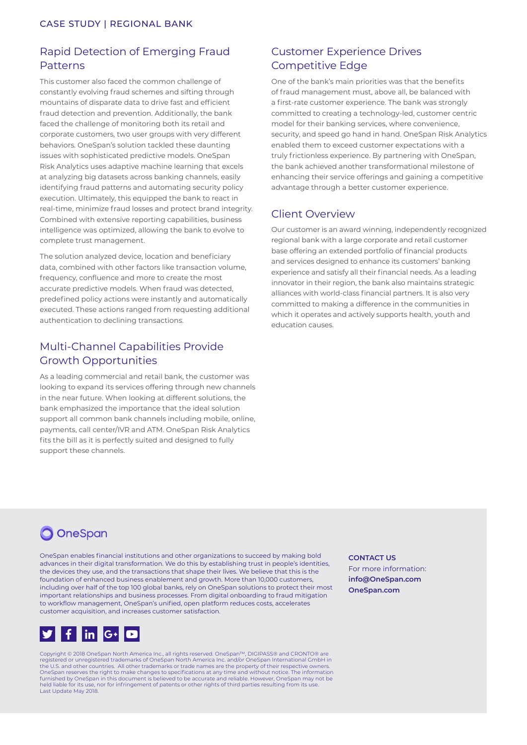## Rapid Detection of Emerging Fraud Patterns

This customer also faced the common challenge of constantly evolving fraud schemes and sifting through mountains of disparate data to drive fast and efficient fraud detection and prevention. Additionally, the bank faced the challenge of monitoring both its retail and corporate customers, two user groups with very different behaviors. OneSpan's solution tackled these daunting issues with sophisticated predictive models. OneSpan Risk Analytics uses adaptive machine learning that excels at analyzing big datasets across banking channels, easily identifying fraud patterns and automating security policy execution. Ultimately, this equipped the bank to react in real-time, minimize fraud losses and protect brand integrity. Combined with extensive reporting capabilities, business intelligence was optimized, allowing the bank to evolve to complete trust management.

The solution analyzed device, location and beneficiary data, combined with other factors like transaction volume, frequency, confluence and more to create the most accurate predictive models. When fraud was detected, predefined policy actions were instantly and automatically executed. These actions ranged from requesting additional authentication to declining transactions.

## Multi-Channel Capabilities Provide Growth Opportunities

As a leading commercial and retail bank, the customer was looking to expand its services offering through new channels in the near future. When looking at different solutions, the bank emphasized the importance that the ideal solution support all common bank channels including mobile, online, payments, call center/IVR and ATM. OneSpan Risk Analytics fits the bill as it is perfectly suited and designed to fully support these channels.

## Customer Experience Drives Competitive Edge

One of the bank's main priorities was that the benefits of fraud management must, above all, be balanced with a first-rate customer experience. The bank was strongly committed to creating a technology-led, customer centric model for their banking services, where convenience, security, and speed go hand in hand. OneSpan Risk Analytics enabled them to exceed customer expectations with a truly frictionless experience. By partnering with OneSpan, the bank achieved another transformational milestone of enhancing their service offerings and gaining a competitive advantage through a better customer experience.

## Client Overview

Our customer is an award winning, independently recognized regional bank with a large corporate and retail customer base offering an extended portfolio of financial products and services designed to enhance its customers' banking experience and satisfy all their financial needs. As a leading innovator in their region, the bank also maintains strategic alliances with world-class financial partners. It is also very committed to making a difference in the communities in which it operates and actively supports health, youth and education causes.

OneSpan

OneSpan enables financial institutions and other organizations to succeed by making bold advances in their digital transformation. We do this by establishing trust in people's identities, the devices they use, and the transactions that shape their lives. We believe that this is the foundation of enhanced business enablement and growth. More than 10,000 customers, including over half of the top 100 global banks, rely on OneSpan solutions to protect their most important relationships and business processes. From digital onboarding to fraud mitigation to workflow management, OneSpan's unified, open platform reduces costs, accelerates customer acquisition, and increases customer satisfaction.

**CONTACT US**

For more information:

**info@OneSpan.com**

**OneSpan.com**

Copyright © 2018 OneSpan North America Inc., all rights reserved. OneSpan™, DIGIPASS® and CRONTO® are registered or unregistered trademarks of OneSpan North America Inc. and/or OneSpan International GmbH in the U.S. and other countries. All other trademarks or trade names are the property of their respective owners. OneSpan reserves the right to make changes to specifications at any time and without notice. The information furnished by OneSpan in this document is believed to be accurate and reliable. However, OneSpan may not be held liable for its use, nor for infringement of patents or other rights of third parties resulting from its use. Last Update May 2018.